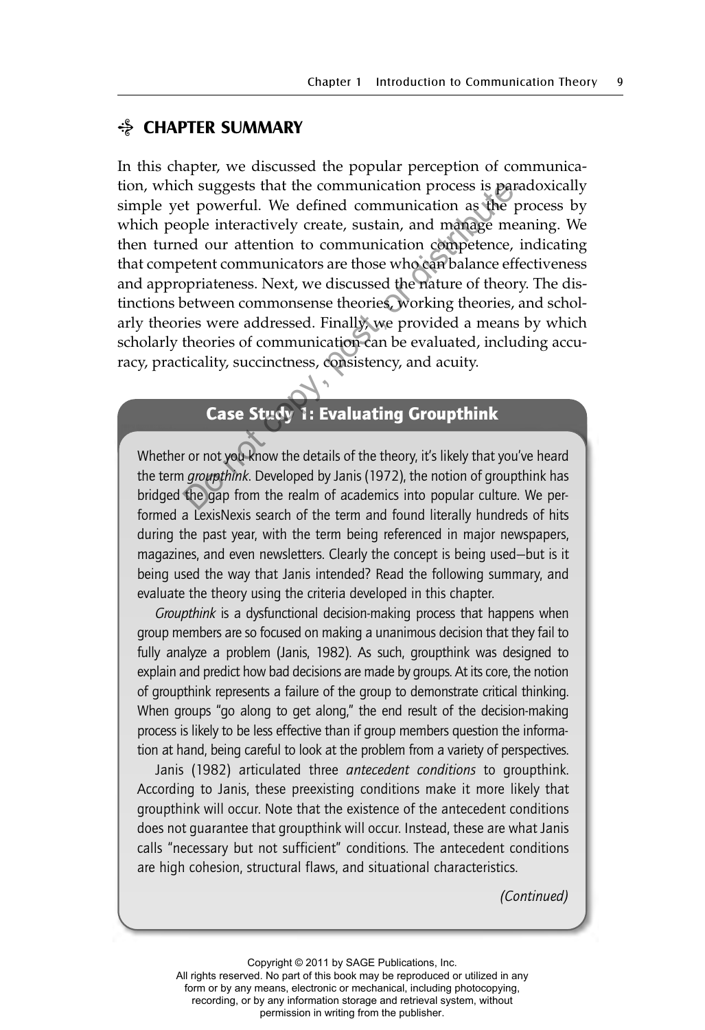## CHAPTER SUMMARY

In this chapter, we discussed the popular perception of communication, which suggests that the communication process is paradoxically simple yet powerful. We defined communication as the process by which people interactively create, sustain, and manage meaning. We then turned our attention to communication competence, indicating that competent communicators are those who can balance effectiveness and appropriateness. Next, we discussed the nature of theory. The distinctions between commonsense theories, working theories, and scholarly theories were addressed. Finally, we provided a means by which scholarly theories of communication can be evaluated, including accuracy, practicality, succinctness, consistency, and acuity.

### Case Study 1: Evaluating Groupthink

Whether or not you know the details of the theory, it's likely that you've heard the term *groupthink*. Developed by Janis (1972), the notion of groupthink has bridged the gap from the realm of academics into popular culture. We performed a LexisNexis search of the term and found literally hundreds of hits during the past year, with the term being referenced in major newspapers, magazines, and even newsletters. Clearly the concept is being used—but is it being used the way that Janis intended? Read the following summary, and evaluate the theory using the criteria developed in this chapter.

*Groupthink* is a dysfunctional decision-making process that happens when group members are so focused on making a unanimous decision that they fail to fully analyze a problem (Janis, 1982). As such, groupthink was designed to explain and predict how bad decisions are made by groups. At its core, the notion of groupthink represents a failure of the group to demonstrate critical thinking. When groups "go along to get along," the end result of the decision-making process is likely to be less effective than if group members question the information at hand, being careful to look at the problem from a variety of perspectives.

Janis (1982) articulated three *antecedent conditions* to groupthink. According to Janis, these preexisting conditions make it more likely that groupthink will occur. Note that the existence of the antecedent conditions does not guarantee that groupthink will occur. Instead, these are what Janis calls "necessary but not sufficient" conditions. The antecedent conditions are high cohesion, structural flaws, and situational characteristics.

*(Continued)*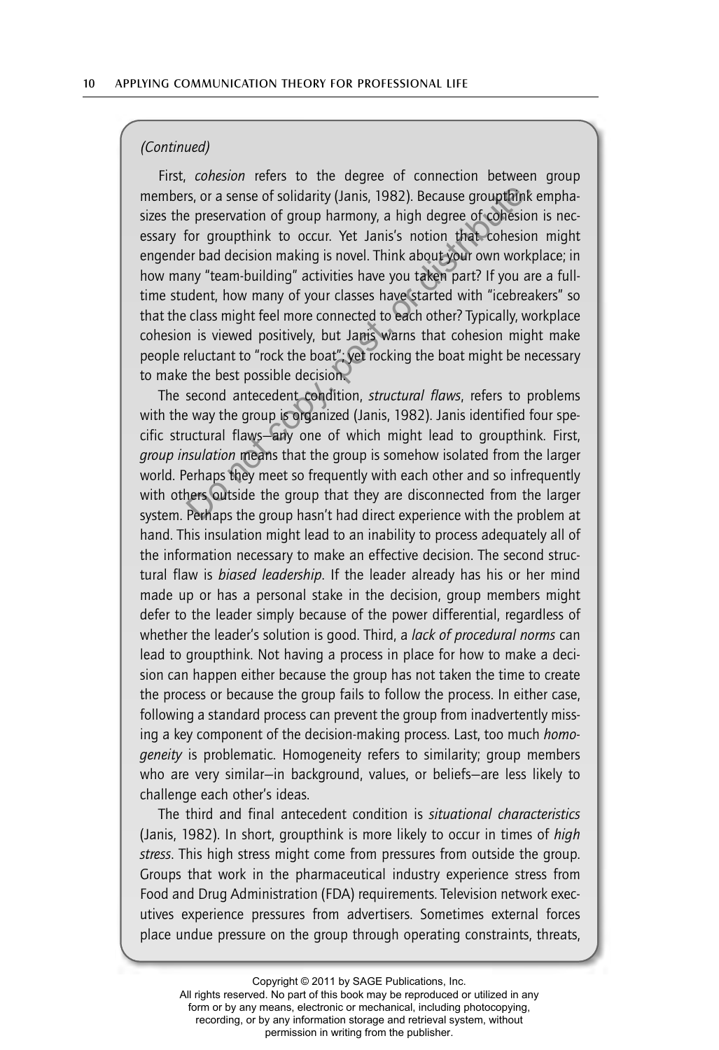*(Continued)*

First, *cohesion* refers to the degree of connection between group members, or a sense of solidarity (Janis, 1982). Because groupthink emphasizes the preservation of group harmony, a high degree of cohesion is necessary for groupthink to occur. Yet Janis's notion that cohesion might engender bad decision making is novel. Think about your own workplace; in how many "team-building" activities have you taken part? If you are a full-time student, how many of your classes have started with "icebreakers" so that the class might feel more connected to each other? Typically, workplace cohesion is viewed positively, but Janis warns that cohesion might make people reluctant to "rock the boat"; yet rocking the boat might be necessary to make the best possible decision.

The second antecedent condition, *structural flaws*, refers to problems with the way the group is organized (Janis, 1982). Janis identified four specific structural flaws—any one of which might lead to groupthink. First, *group insulation* means that the group is somehow isolated from the larger world. Perhaps they meet so frequently with each other and so infrequently with others outside the group that they are disconnected from the larger system. Perhaps the group hasn't had direct experience with the problem at hand. This insulation might lead to an inability to process adequately all of the information necessary to make an effective decision. The second structural flaw is *biased leadership*. If the leader already has his or her mind made up or has a personal stake in the decision, group members might defer to the leader simply because of the power differential, regardless of whether the leader's solution is good. Third, a *lack of procedural norms* can lead to groupthink. Not having a process in place for how to make a decision can happen either because the group has not taken the time to create the process or because the group fails to follow the process. In either case, following a standard process can prevent the group from inadvertently missing a key component of the decision-making process. Last, too much *homogeneity* is problematic. Homogeneity refers to similarity; group members who are very similar—in background, values, or beliefs—are less likely to challenge each other's ideas.

The third and final antecedent condition is *situational characteristics* (Janis, 1982). In short, groupthink is more likely to occur in times of *high stress*. This high stress might come from pressures from outside the group. Groups that work in the pharmaceutical industry experience stress from Food and Drug Administration (FDA) requirements. Television network executives experience pressures from advertisers. Sometimes external forces place undue pressure on the group through operating constraints, threats,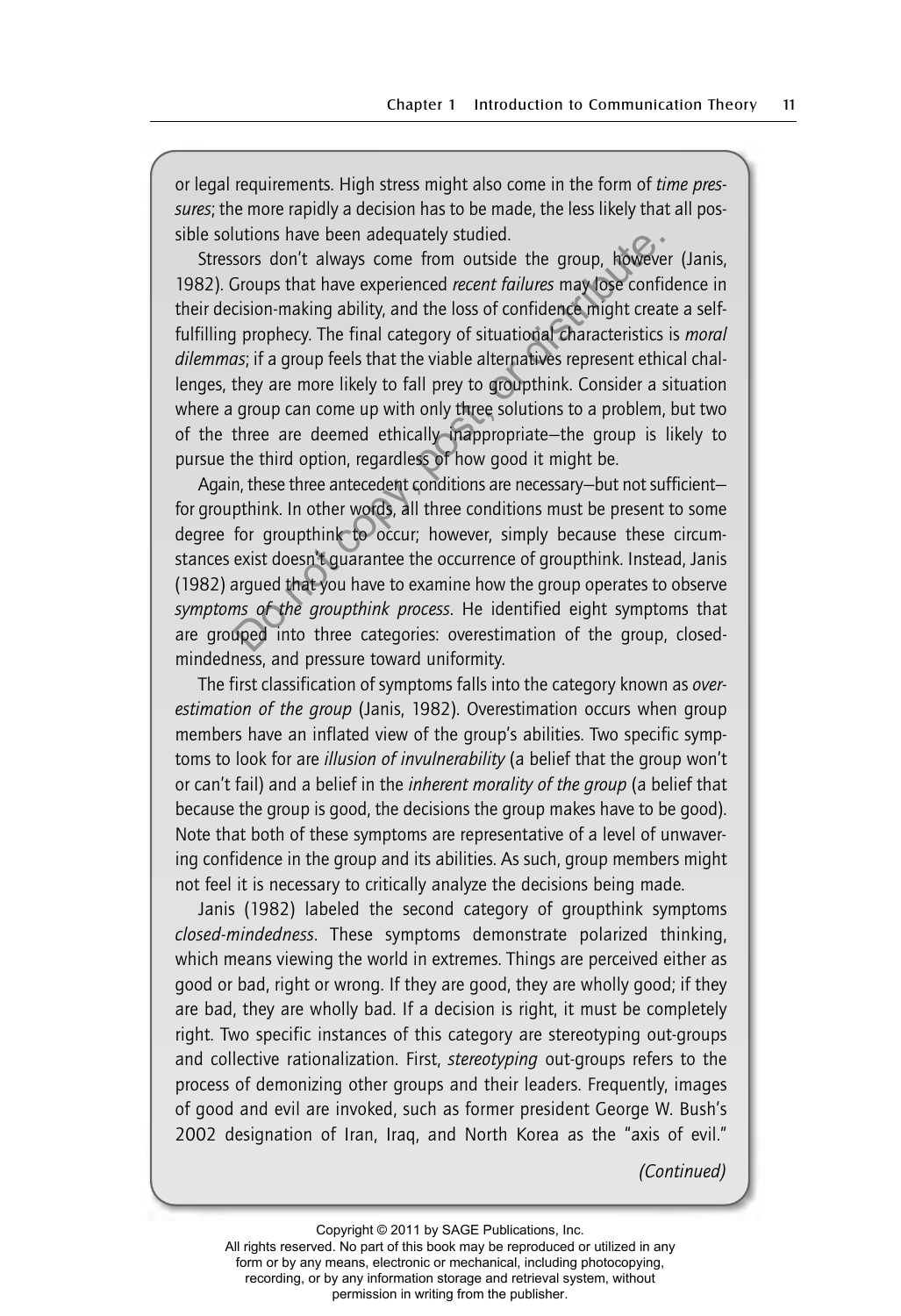or legal requirements. High stress might also come in the form of *time pressures*; the more rapidly a decision has to be made, the less likely that all possible solutions have been adequately studied.

Stressors don't always come from outside the group, however (Janis, 1982). Groups that have experienced *recent failures* may lose confidence in their decision-making ability, and the loss of confidence might create a self-fulfilling prophecy. The final category of situational characteristics is *moral dilemmas*; if a group feels that the viable alternatives represent ethical challenges, they are more likely to fall prey to groupthink. Consider a situation where a group can come up with only three solutions to a problem, but two of the three are deemed ethically inappropriate—the group is likely to pursue the third option, regardless of how good it might be.

Again, these three antecedent conditions are necessary—but not sufficient—for groupthink. In other words, all three conditions must be present to some degree for groupthink to occur; however, simply because these circumstances exist doesn't guarantee the occurrence of groupthink. Instead, Janis (1982) argued that you have to examine how the group operates to observe *symptoms of the groupthink process*. He identified eight symptoms that are grouped into three categories: overestimation of the group, closed-mindedness, and pressure toward uniformity.

The first classification of symptoms falls into the category known as *overestimation of the group* (Janis, 1982). Overestimation occurs when group members have an inflated view of the group's abilities. Two specific symptoms to look for are *illusion of invulnerability* (a belief that the group won't or can't fail) and a belief in the *inherent morality of the group* (a belief that because the group is good, the decisions the group makes have to be good). Note that both of these symptoms are representative of a level of unwavering confidence in the group and its abilities. As such, group members might not feel it is necessary to critically analyze the decisions being made.

Janis (1982) labeled the second category of groupthink symptoms *closed-mindedness*. These symptoms demonstrate polarized thinking, which means viewing the world in extremes. Things are perceived either as good or bad, right or wrong. If they are good, they are wholly good; if they are bad, they are wholly bad. If a decision is right, it must be completely right. Two specific instances of this category are stereotyping out-groups and collective rationalization. First, *stereotyping* out-groups refers to the process of demonizing other groups and their leaders. Frequently, images of good and evil are invoked, such as former president George W. Bush's 2002 designation of Iran, Iraq, and North Korea as the "axis of evil."

*(Continued)*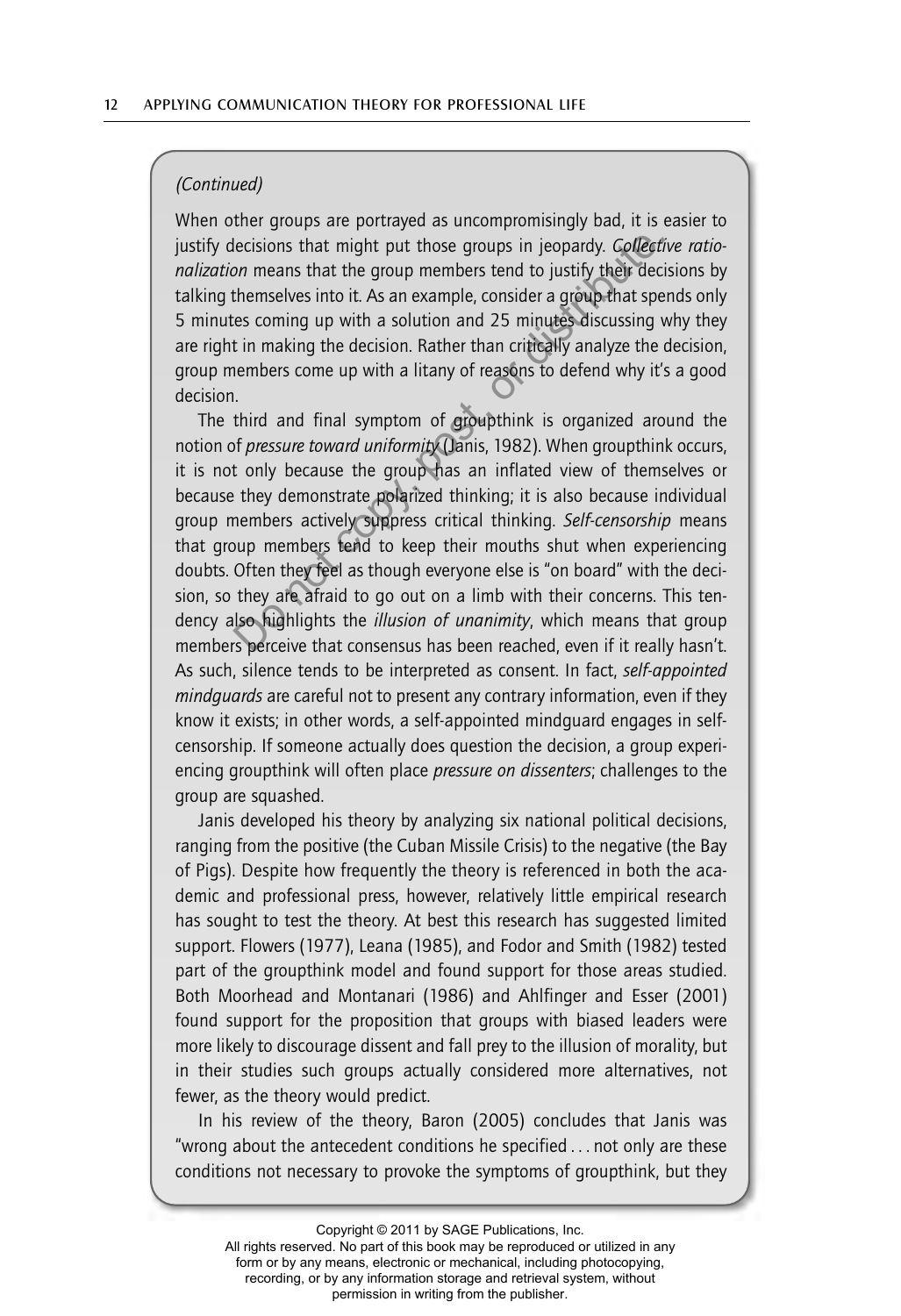*(Continued)*

When other groups are portrayed as uncompromisingly bad, it is easier to justify decisions that might put those groups in jeopardy. *Collective rationalization* means that the group members tend to justify their decisions by talking themselves into it. As an example, consider a group that spends only 5 minutes coming up with a solution and 25 minutes discussing why they are right in making the decision. Rather than critically analyze the decision, group members come up with a litany of reasons to defend why it's a good decision.

The third and final symptom of groupthink is organized around the notion of *pressure toward uniformity* (Janis, 1982). When groupthink occurs, it is not only because the group has an inflated view of themselves or because they demonstrate polarized thinking; it is also because individual group members actively suppress critical thinking. *Self-censorship* means that group members tend to keep their mouths shut when experiencing doubts. Often they feel as though everyone else is "on board" with the decision, so they are afraid to go out on a limb with their concerns. This tendency also highlights the *illusion of unanimity*, which means that group members perceive that consensus has been reached, even if it really hasn't. As such, silence tends to be interpreted as consent. In fact, *self-appointed mindguards* are careful not to present any contrary information, even if they know it exists; in other words, a self-appointed mindguard engages in self-censorship. If someone actually does question the decision, a group experiencing groupthink will often place *pressure on dissenters*; challenges to the group are squashed.

Janis developed his theory by analyzing six national political decisions, ranging from the positive (the Cuban Missile Crisis) to the negative (the Bay of Pigs). Despite how frequently the theory is referenced in both the academic and professional press, however, relatively little empirical research has sought to test the theory. At best this research has suggested limited support. Flowers (1977), Leana (1985), and Fodor and Smith (1982) tested part of the groupthink model and found support for those areas studied. Both Moorhead and Montanari (1986) and Ahlfinger and Esser (2001) found support for the proposition that groups with biased leaders were more likely to discourage dissent and fall prey to the illusion of morality, but in their studies such groups actually considered more alternatives, not fewer, as the theory would predict.

In his review of the theory, Baron (2005) concludes that Janis was "wrong about the antecedent conditions he specified . . . not only are these conditions not necessary to provoke the symptoms of groupthink, but they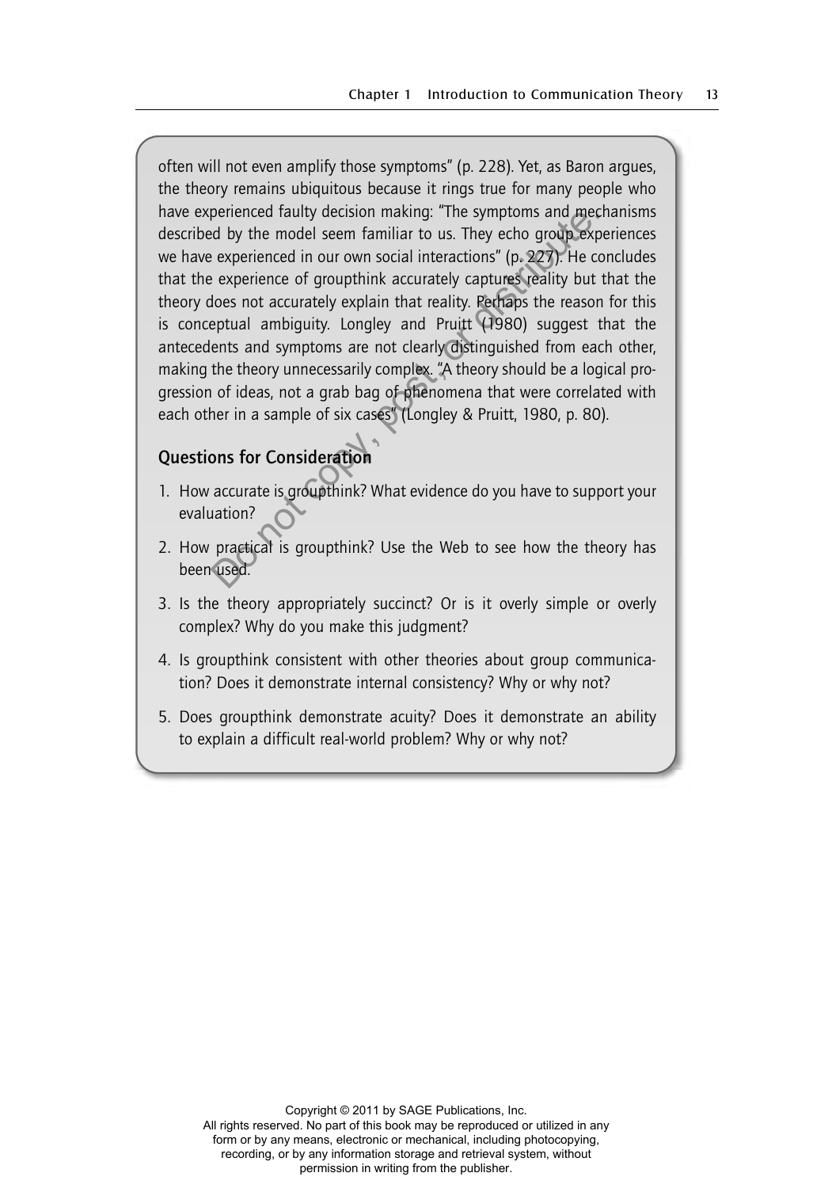often will not even amplify those symptoms" (p. 228). Yet, as Baron argues, the theory remains ubiquitous because it rings true for many people who have experienced faulty decision making: "The symptoms and mechanisms described by the model seem familiar to us. They echo group experiences we have experienced in our own social interactions" (p. 227). He concludes that the experience of groupthink accurately captures reality but that the theory does not accurately explain that reality. Perhaps the reason for this is conceptual ambiguity. Longley and Pruitt (1980) suggest that the antecedents and symptoms are not clearly distinguished from each other, making the theory unnecessarily complex. "A theory should be a logical progression of ideas, not a grab bag of phenomena that were correlated with each other in a sample of six cases" (Longley & Pruitt, 1980, p. 80).

### Questions for Consideration

1. How accurate is groupthink? What evidence do you have to support your evaluation?
2. How practical is groupthink? Use the Web to see how the theory has been used.
3. Is the theory appropriately succinct? Or is it overly simple or overly complex? Why do you make this judgment?
4. Is groupthink consistent with other theories about group communication? Does it demonstrate internal consistency? Why or why not?
5. Does groupthink demonstrate acuity? Does it demonstrate an ability to explain a difficult real-world problem? Why or why not?